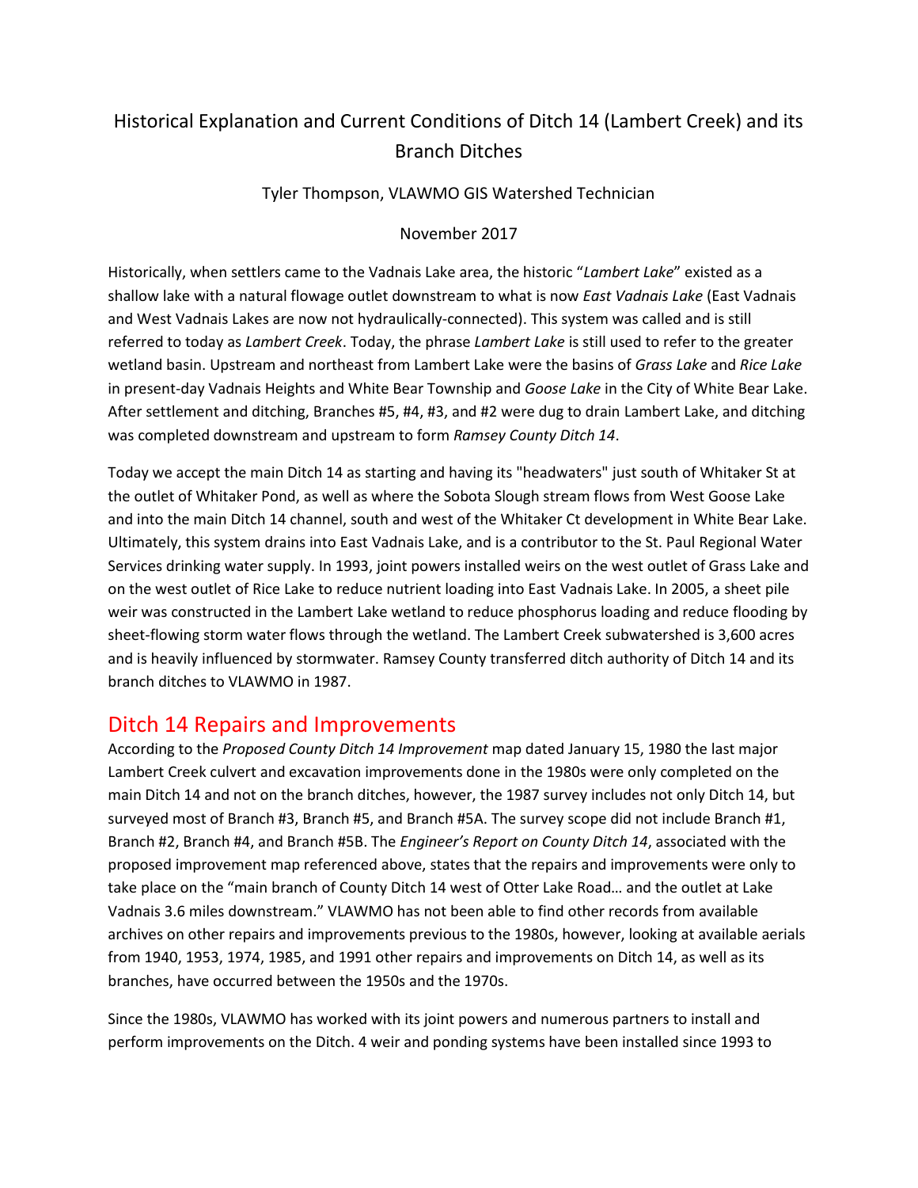# Historical Explanation and Current Conditions of Ditch 14 (Lambert Creek) and its Branch Ditches

Tyler Thompson, VLAWMO GIS Watershed Technician

November 2017

Historically, when settlers came to the Vadnais Lake area, the historic "*Lambert Lake*" existed as a shallow lake with a natural flowage outlet downstream to what is now *East Vadnais Lake* (East Vadnais and West Vadnais Lakes are now not hydraulically-connected). This system was called and is still referred to today as *Lambert Creek*. Today, the phrase *Lambert Lake* is still used to refer to the greater wetland basin. Upstream and northeast from Lambert Lake were the basins of *Grass Lake* and *Rice Lake* in present-day Vadnais Heights and White Bear Township and *Goose Lake* in the City of White Bear Lake. After settlement and ditching, Branches #5, #4, #3, and #2 were dug to drain Lambert Lake, and ditching was completed downstream and upstream to form *Ramsey County Ditch 14*.

Today we accept the main Ditch 14 as starting and having its "headwaters" just south of Whitaker St at the outlet of Whitaker Pond, as well as where the Sobota Slough stream flows from West Goose Lake and into the main Ditch 14 channel, south and west of the Whitaker Ct development in White Bear Lake. Ultimately, this system drains into East Vadnais Lake, and is a contributor to the St. Paul Regional Water Services drinking water supply. In 1993, joint powers installed weirs on the west outlet of Grass Lake and on the west outlet of Rice Lake to reduce nutrient loading into East Vadnais Lake. In 2005, a sheet pile weir was constructed in the Lambert Lake wetland to reduce phosphorus loading and reduce flooding by sheet-flowing storm water flows through the wetland. The Lambert Creek subwatershed is 3,600 acres and is heavily influenced by stormwater. Ramsey County transferred ditch authority of Ditch 14 and its branch ditches to VLAWMO in 1987.

## Ditch 14 Repairs and Improvements

According to the *Proposed County Ditch 14 Improvement* map dated January 15, 1980 the last major Lambert Creek culvert and excavation improvements done in the 1980s were only completed on the main Ditch 14 and not on the branch ditches, however, the 1987 survey includes not only Ditch 14, but surveyed most of Branch #3, Branch #5, and Branch #5A. The survey scope did not include Branch #1, Branch #2, Branch #4, and Branch #5B. The *Engineer's Report on County Ditch 14*, associated with the proposed improvement map referenced above, states that the repairs and improvements were only to take place on the "main branch of County Ditch 14 west of Otter Lake Road… and the outlet at Lake Vadnais 3.6 miles downstream." VLAWMO has not been able to find other records from available archives on other repairs and improvements previous to the 1980s, however, looking at available aerials from 1940, 1953, 1974, 1985, and 1991 other repairs and improvements on Ditch 14, as well as its branches, have occurred between the 1950s and the 1970s.

Since the 1980s, VLAWMO has worked with its joint powers and numerous partners to install and perform improvements on the Ditch. 4 weir and ponding systems have been installed since 1993 to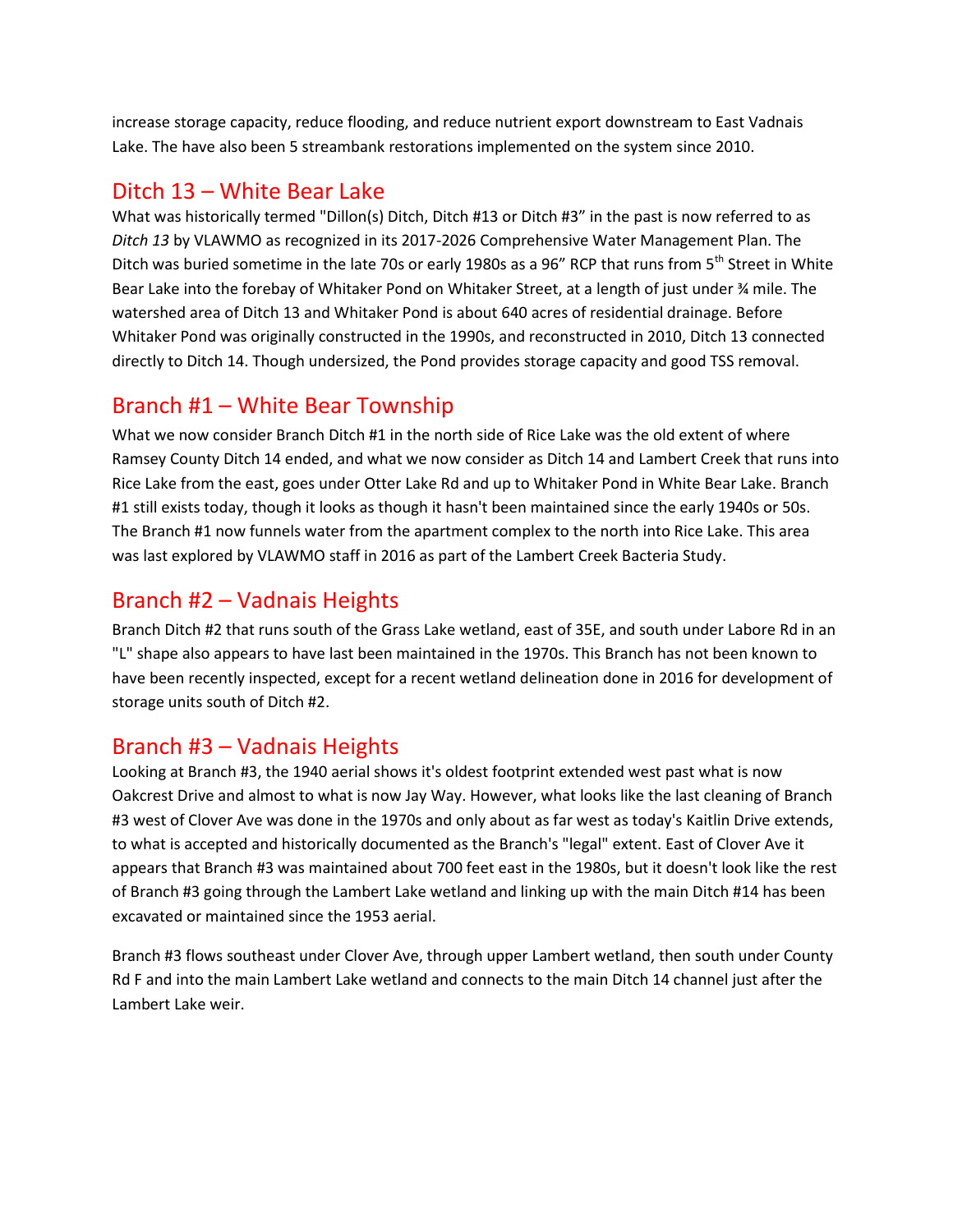increase storage capacity, reduce flooding, and reduce nutrient export downstream to East Vadnais Lake. The have also been 5 streambank restorations implemented on the system since 2010.

## Ditch 13 – White Bear Lake

What was historically termed "Dillon(s) Ditch, Ditch #13 or Ditch #3" in the past is now referred to as *Ditch 13* by VLAWMO as recognized in its 2017-2026 Comprehensive Water Management Plan. The Ditch was buried sometime in the late 70s or early 1980s as a 96" RCP that runs from 5th Street in White Bear Lake into the forebay of Whitaker Pond on Whitaker Street, at a length of just under ¾ mile. The watershed area of Ditch 13 and Whitaker Pond is about 640 acres of residential drainage. Before Whitaker Pond was originally constructed in the 1990s, and reconstructed in 2010, Ditch 13 connected directly to Ditch 14. Though undersized, the Pond provides storage capacity and good TSS removal.

## Branch #1 – White Bear Township

What we now consider Branch Ditch #1 in the north side of Rice Lake was the old extent of where Ramsey County Ditch 14 ended, and what we now consider as Ditch 14 and Lambert Creek that runs into Rice Lake from the east, goes under Otter Lake Rd and up to Whitaker Pond in White Bear Lake. Branch #1 still exists today, though it looks as though it hasn't been maintained since the early 1940s or 50s. The Branch #1 now funnels water from the apartment complex to the north into Rice Lake. This area was last explored by VLAWMO staff in 2016 as part of the Lambert Creek Bacteria Study.

## Branch #2 – Vadnais Heights

Branch Ditch #2 that runs south of the Grass Lake wetland, east of 35E, and south under Labore Rd in an "L" shape also appears to have last been maintained in the 1970s. This Branch has not been known to have been recently inspected, except for a recent wetland delineation done in 2016 for development of storage units south of Ditch #2.

## Branch #3 – Vadnais Heights

Looking at Branch #3, the 1940 aerial shows it's oldest footprint extended west past what is now Oakcrest Drive and almost to what is now Jay Way. However, what looks like the last cleaning of Branch #3 west of Clover Ave was done in the 1970s and only about as far west as today's Kaitlin Drive extends, to what is accepted and historically documented as the Branch's "legal" extent. East of Clover Ave it appears that Branch #3 was maintained about 700 feet east in the 1980s, but it doesn't look like the rest of Branch #3 going through the Lambert Lake wetland and linking up with the main Ditch #14 has been excavated or maintained since the 1953 aerial.

Branch #3 flows southeast under Clover Ave, through upper Lambert wetland, then south under County Rd F and into the main Lambert Lake wetland and connects to the main Ditch 14 channel just after the Lambert Lake weir.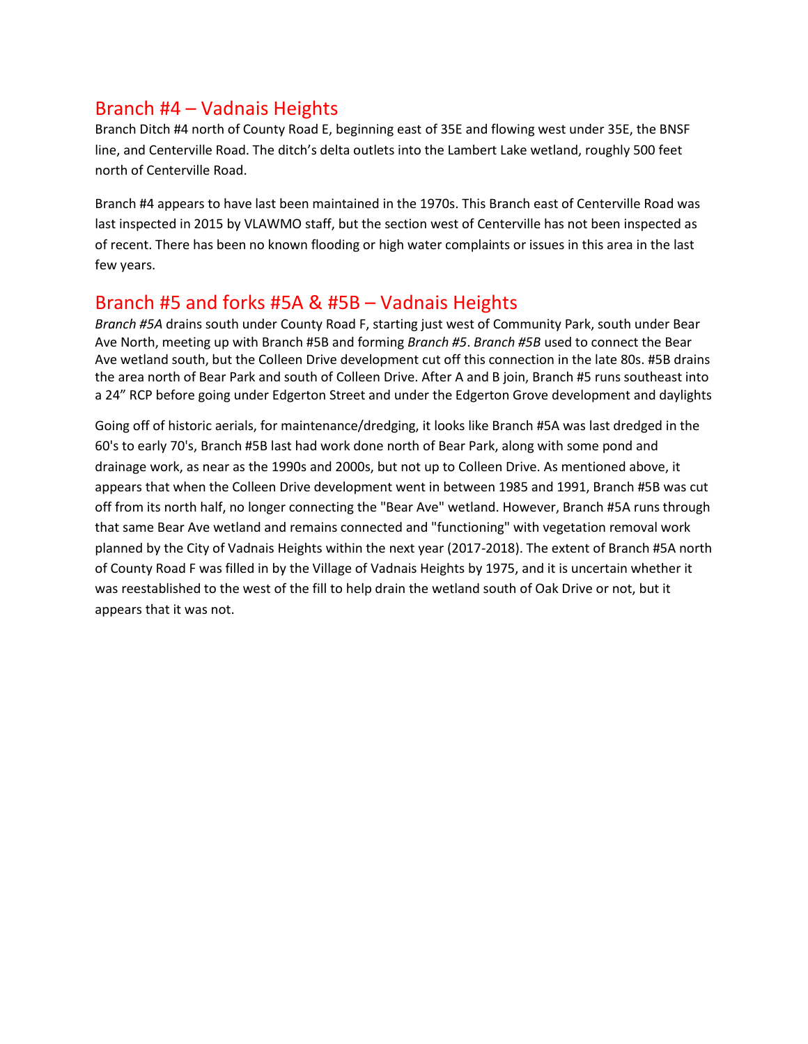## Branch #4 – Vadnais Heights

Branch Ditch #4 north of County Road E, beginning east of 35E and flowing west under 35E, the BNSF line, and Centerville Road. The ditch's delta outlets into the Lambert Lake wetland, roughly 500 feet north of Centerville Road.

Branch #4 appears to have last been maintained in the 1970s. This Branch east of Centerville Road was last inspected in 2015 by VLAWMO staff, but the section west of Centerville has not been inspected as of recent. There has been no known flooding or high water complaints or issues in this area in the last few years.

## Branch #5 and forks #5A & #5B – Vadnais Heights

*Branch #5A* drains south under County Road F, starting just west of Community Park, south under Bear Ave North, meeting up with Branch #5B and forming *Branch #5*. *Branch #5B* used to connect the Bear Ave wetland south, but the Colleen Drive development cut off this connection in the late 80s. #5B drains the area north of Bear Park and south of Colleen Drive. After A and B join, Branch #5 runs southeast into a 24" RCP before going under Edgerton Street and under the Edgerton Grove development and daylights

Going off of historic aerials, for maintenance/dredging, it looks like Branch #5A was last dredged in the 60's to early 70's, Branch #5B last had work done north of Bear Park, along with some pond and drainage work, as near as the 1990s and 2000s, but not up to Colleen Drive. As mentioned above, it appears that when the Colleen Drive development went in between 1985 and 1991, Branch #5B was cut off from its north half, no longer connecting the "Bear Ave" wetland. However, Branch #5A runs through that same Bear Ave wetland and remains connected and "functioning" with vegetation removal work planned by the City of Vadnais Heights within the next year (2017-2018). The extent of Branch #5A north of County Road F was filled in by the Village of Vadnais Heights by 1975, and it is uncertain whether it was reestablished to the west of the fill to help drain the wetland south of Oak Drive or not, but it appears that it was not.